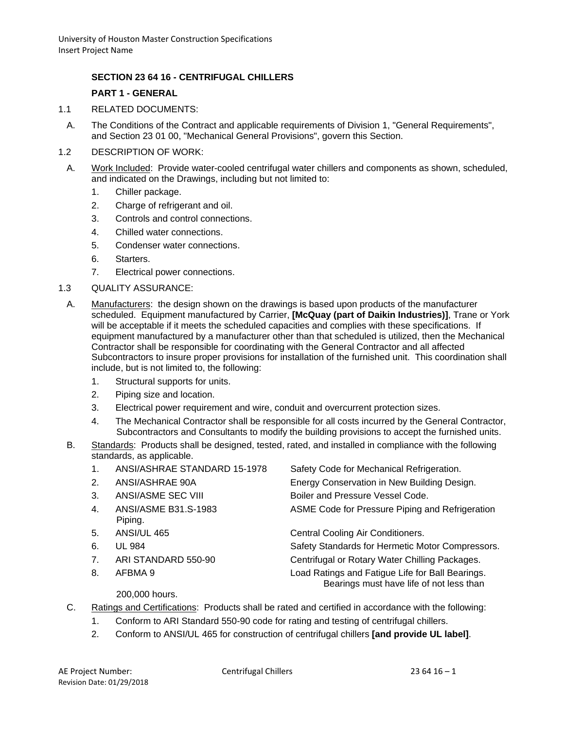### SECTION 23 64 16 - CENTRIFUGAL CHILLERS

#### PART 1 - GENERAL

1.1 RELATED DOCUMENTS:

A. The Conditions of the Contract and applicable requirements of Division 1, "General Requirements", and Section 23 01 00, "Mechanical General Provisions", govern this Section.

1.2 DESCRIPTION OF WORK:

A. Work Included: Provide water-cooled centrifugal water chillers and components as shown, scheduled, and indicated on the Drawings, including but not limited to:

1. Chiller package.
2. Charge of refrigerant and oil.
3. Controls and control connections.
4. Chilled water connections.
5. Condenser water connections.
6. Starters.
7. Electrical power connections.

1.3 QUALITY ASSURANCE:

A. Manufacturers: the design shown on the drawings is based upon products of the manufacturer scheduled. Equipment manufactured by Carrier, **[McQuay (part of Daikin Industries)]**, Trane or York will be acceptable if it meets the scheduled capacities and complies with these specifications. If equipment manufactured by a manufacturer other than that scheduled is utilized, then the Mechanical Contractor shall be responsible for coordinating with the General Contractor and all affected Subcontractors to insure proper provisions for installation of the furnished unit. This coordination shall include, but is not limited to, the following:

1. Structural supports for units.
2. Piping size and location.
3. Electrical power requirement and wire, conduit and overcurrent protection sizes.
4. The Mechanical Contractor shall be responsible for all costs incurred by the General Contractor, Subcontractors and Consultants to modify the building provisions to accept the furnished units.

B. Standards: Products shall be designed, tested, rated, and installed in compliance with the following standards, as applicable.

1. ANSI/ASHRAE STANDARD 15-1978 — Safety Code for Mechanical Refrigeration.
2. ANSI/ASHRAE 90A — Energy Conservation in New Building Design.
3. ANSI/ASME SEC VIII — Boiler and Pressure Vessel Code.
4. ANSI/ASME B31.S-1983 — ASME Code for Pressure Piping and Refrigeration Piping.
5. ANSI/UL 465 — Central Cooling Air Conditioners.
6. UL 984 — Safety Standards for Hermetic Motor Compressors.
7. ARI STANDARD 550-90 — Centrifugal or Rotary Water Chilling Packages.
8. AFBMA 9 — Load Ratings and Fatigue Life for Ball Bearings. Bearings must have life of not less than 200,000 hours.

C. Ratings and Certifications: Products shall be rated and certified in accordance with the following:

1. Conform to ARI Standard 550-90 code for rating and testing of centrifugal chillers.
2. Conform to ANSI/UL 465 for construction of centrifugal chillers **[and provide UL label]**.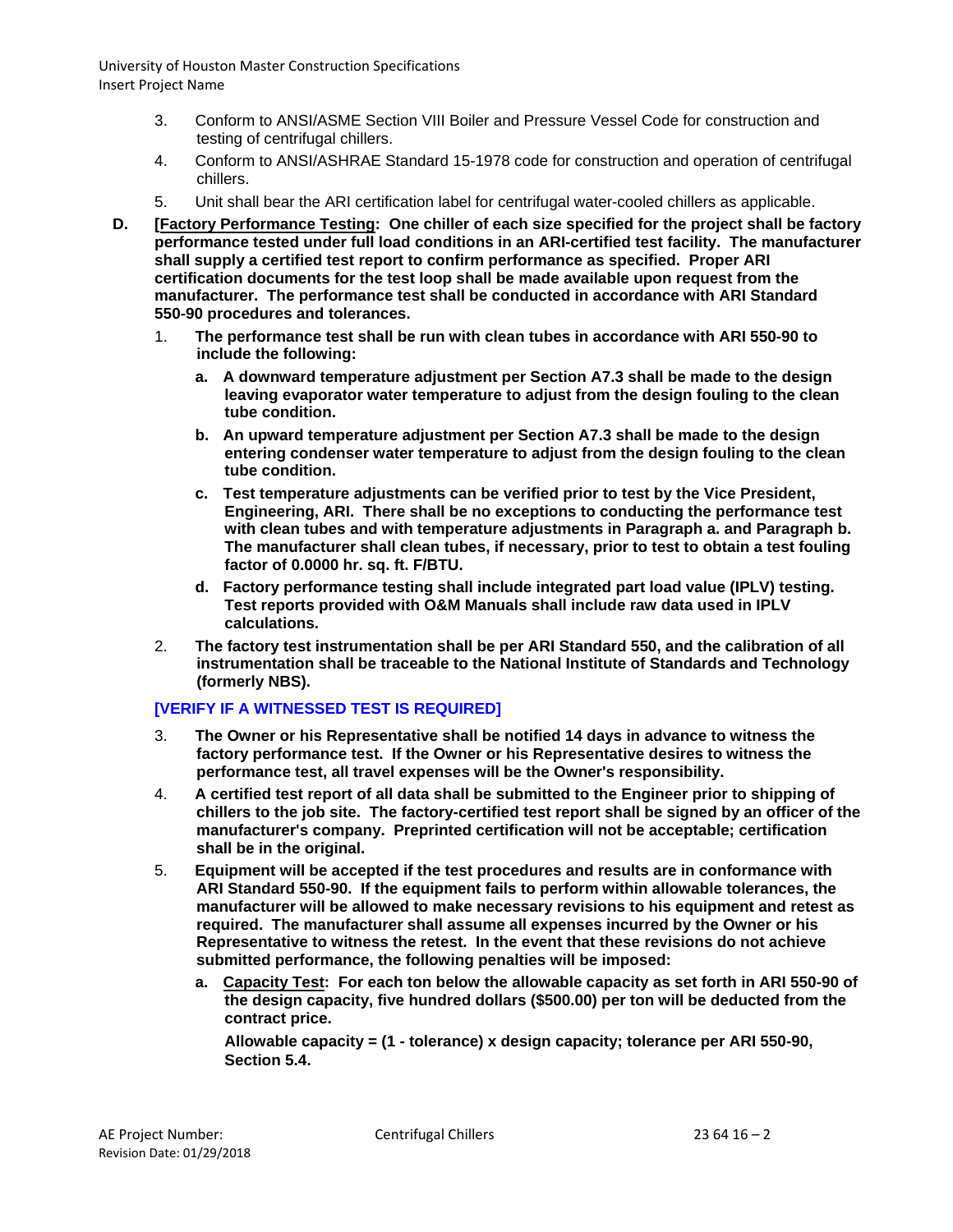3. Conform to ANSI/ASME Section VIII Boiler and Pressure Vessel Code for construction and testing of centrifugal chillers.
4. Conform to ANSI/ASHRAE Standard 15-1978 code for construction and operation of centrifugal chillers.
5. Unit shall bear the ARI certification label for centrifugal water-cooled chillers as applicable.

**D. [<u>Factory Performance Testing</u>: One chiller of each size specified for the project shall be factory performance tested under full load conditions in an ARI-certified test facility. The manufacturer shall supply a certified test report to confirm performance as specified. Proper ARI certification documents for the test loop shall be made available upon request from the manufacturer. The performance test shall be conducted in accordance with ARI Standard 550-90 procedures and tolerances.**

1. **The performance test shall be run with clean tubes in accordance with ARI 550-90 to include the following:**
   - **a. A downward temperature adjustment per Section A7.3 shall be made to the design leaving evaporator water temperature to adjust from the design fouling to the clean tube condition.**
   - **b. An upward temperature adjustment per Section A7.3 shall be made to the design entering condenser water temperature to adjust from the design fouling to the clean tube condition.**
   - **c. Test temperature adjustments can be verified prior to test by the Vice President, Engineering, ARI. There shall be no exceptions to conducting the performance test with clean tubes and with temperature adjustments in Paragraph a. and Paragraph b. The manufacturer shall clean tubes, if necessary, prior to test to obtain a test fouling factor of 0.0000 hr. sq. ft. F/BTU.**
   - **d. Factory performance testing shall include integrated part load value (IPLV) testing. Test reports provided with O&M Manuals shall include raw data used in IPLV calculations.**
2. **The factory test instrumentation shall be per ARI Standard 550, and the calibration of all instrumentation shall be traceable to the National Institute of Standards and Technology (formerly NBS).**

**[VERIFY IF A WITNESSED TEST IS REQUIRED]**

3. **The Owner or his Representative shall be notified 14 days in advance to witness the factory performance test. If the Owner or his Representative desires to witness the performance test, all travel expenses will be the Owner's responsibility.**
4. **A certified test report of all data shall be submitted to the Engineer prior to shipping of chillers to the job site. The factory-certified test report shall be signed by an officer of the manufacturer's company. Preprinted certification will not be acceptable; certification shall be in the original.**
5. **Equipment will be accepted if the test procedures and results are in conformance with ARI Standard 550-90. If the equipment fails to perform within allowable tolerances, the manufacturer will be allowed to make necessary revisions to his equipment and retest as required. The manufacturer shall assume all expenses incurred by the Owner or his Representative to witness the retest. In the event that these revisions do not achieve submitted performance, the following penalties will be imposed:**
   - **a. <u>Capacity Test</u>: For each ton below the allowable capacity as set forth in ARI 550-90 of the design capacity, five hundred dollars ($500.00) per ton will be deducted from the contract price.**

     **Allowable capacity = (1 - tolerance) x design capacity; tolerance per ARI 550-90, Section 5.4.**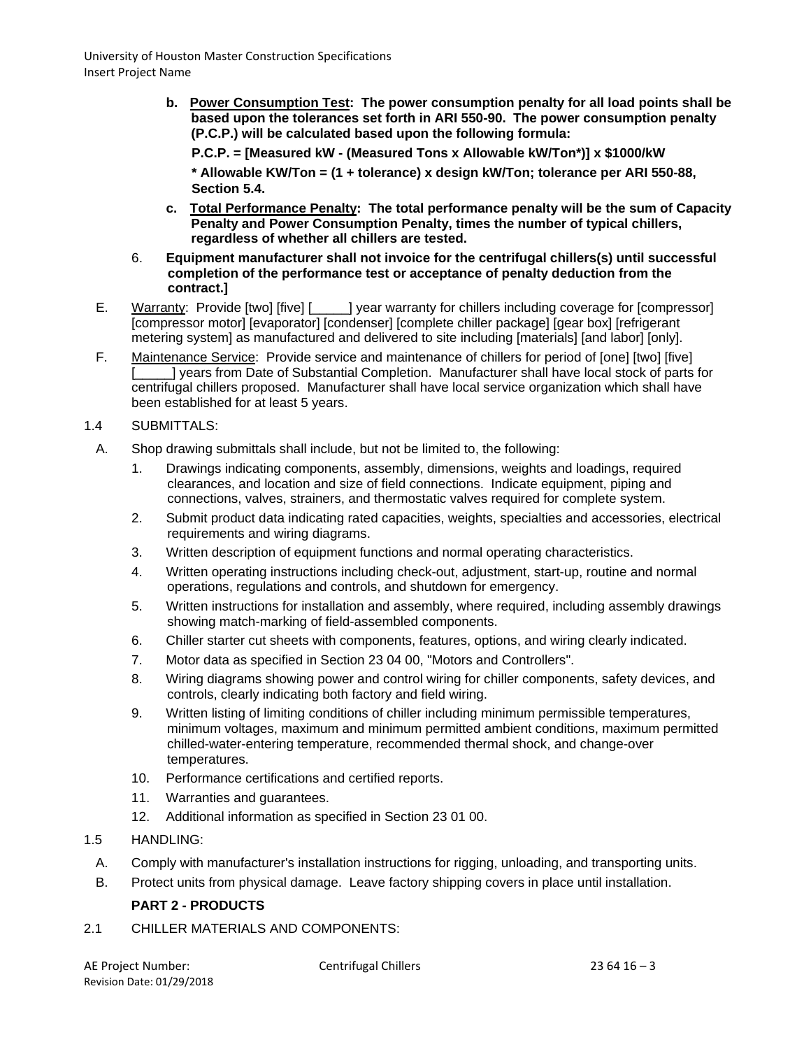b. **<u>Power Consumption Test</u>: The power consumption penalty for all load points shall be based upon the tolerances set forth in ARI 550-90. The power consumption penalty (P.C.P.) will be calculated based upon the following formula:**

**P.C.P. = [Measured kW - (Measured Tons x Allowable kW/Ton*)] x $1000/kW**

*** Allowable KW/Ton = (1 + tolerance) x design kW/Ton; tolerance per ARI 550-88, Section 5.4.**

c. **<u>Total Performance Penalty</u>: The total performance penalty will be the sum of Capacity Penalty and Power Consumption Penalty, times the number of typical chillers, regardless of whether all chillers are tested.**

6. **Equipment manufacturer shall not invoice for the centrifugal chillers(s) until successful completion of the performance test or acceptance of penalty deduction from the contract.]**

E. <u>Warranty</u>: Provide [two] [five] [_____] year warranty for chillers including coverage for [compressor] [compressor motor] [evaporator] [condenser] [complete chiller package] [gear box] [refrigerant metering system] as manufactured and delivered to site including [materials] [and labor] [only].

F. <u>Maintenance Service</u>: Provide service and maintenance of chillers for period of [one] [two] [five] [_____] years from Date of Substantial Completion. Manufacturer shall have local stock of parts for centrifugal chillers proposed. Manufacturer shall have local service organization which shall have been established for at least 5 years.

1.4 SUBMITTALS:

A. Shop drawing submittals shall include, but not be limited to, the following:

1. Drawings indicating components, assembly, dimensions, weights and loadings, required clearances, and location and size of field connections. Indicate equipment, piping and connections, valves, strainers, and thermostatic valves required for complete system.
2. Submit product data indicating rated capacities, weights, specialties and accessories, electrical requirements and wiring diagrams.
3. Written description of equipment functions and normal operating characteristics.
4. Written operating instructions including check-out, adjustment, start-up, routine and normal operations, regulations and controls, and shutdown for emergency.
5. Written instructions for installation and assembly, where required, including assembly drawings showing match-marking of field-assembled components.
6. Chiller starter cut sheets with components, features, options, and wiring clearly indicated.
7. Motor data as specified in Section 23 04 00, "Motors and Controllers".
8. Wiring diagrams showing power and control wiring for chiller components, safety devices, and controls, clearly indicating both factory and field wiring.
9. Written listing of limiting conditions of chiller including minimum permissible temperatures, minimum voltages, maximum and minimum permitted ambient conditions, maximum permitted chilled-water-entering temperature, recommended thermal shock, and change-over temperatures.
10. Performance certifications and certified reports.
11. Warranties and guarantees.
12. Additional information as specified in Section 23 01 00.

1.5 HANDLING:

A. Comply with manufacturer's installation instructions for rigging, unloading, and transporting units.

B. Protect units from physical damage. Leave factory shipping covers in place until installation.

## PART 2 - PRODUCTS

2.1 CHILLER MATERIALS AND COMPONENTS: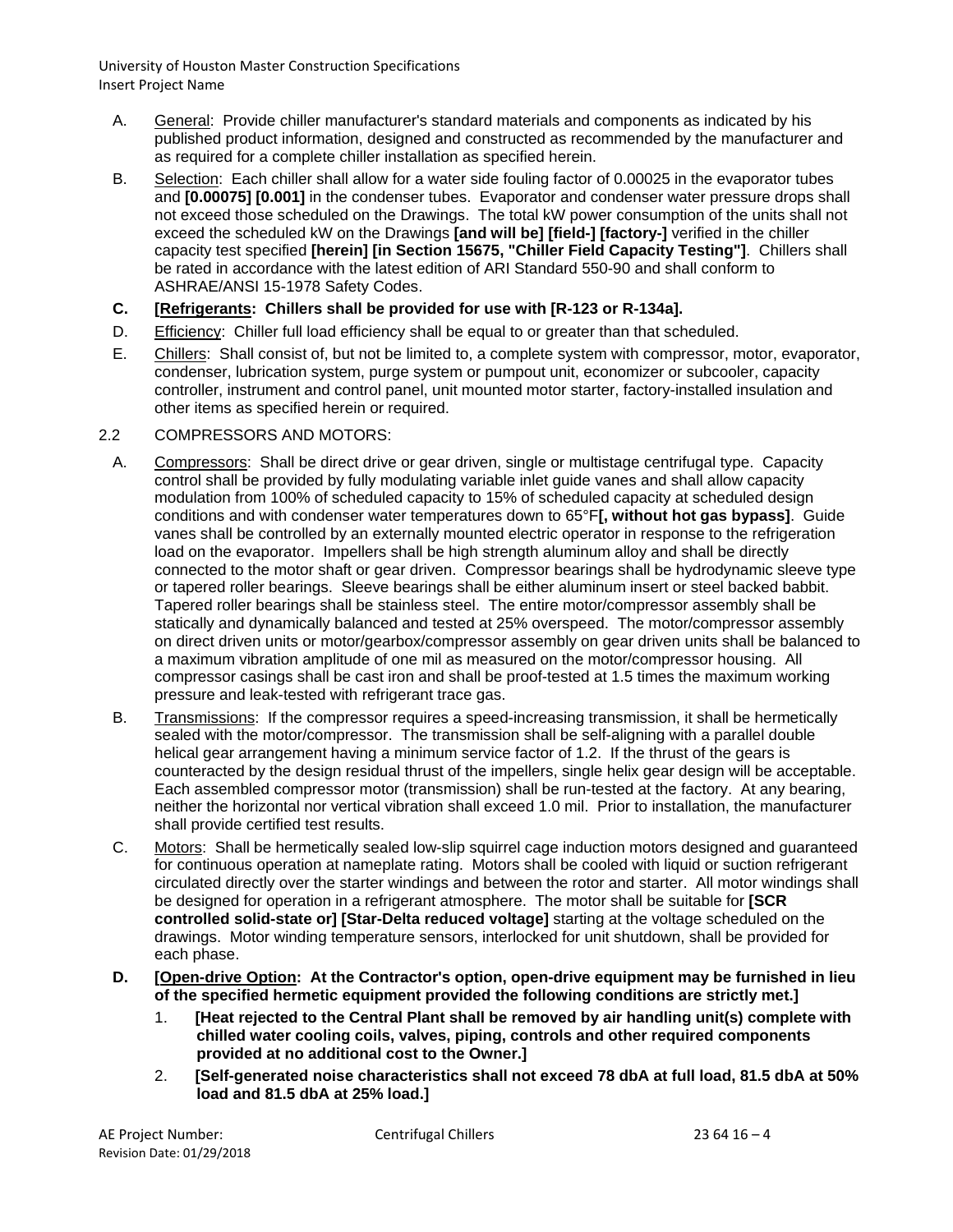A. General: Provide chiller manufacturer's standard materials and components as indicated by his published product information, designed and constructed as recommended by the manufacturer and as required for a complete chiller installation as specified herein.

B. Selection: Each chiller shall allow for a water side fouling factor of 0.00025 in the evaporator tubes and **[0.00075] [0.001]** in the condenser tubes. Evaporator and condenser water pressure drops shall not exceed those scheduled on the Drawings. The total kW power consumption of the units shall not exceed the scheduled kW on the Drawings **[and will be] [field-] [factory-]** verified in the chiller capacity test specified **[herein] [in Section 15675, "Chiller Field Capacity Testing"]**. Chillers shall be rated in accordance with the latest edition of ARI Standard 550-90 and shall conform to ASHRAE/ANSI 15-1978 Safety Codes.

**C. [Refrigerants: Chillers shall be provided for use with [R-123 or R-134a].**

D. Efficiency: Chiller full load efficiency shall be equal to or greater than that scheduled.

E. Chillers: Shall consist of, but not be limited to, a complete system with compressor, motor, evaporator, condenser, lubrication system, purge system or pumpout unit, economizer or subcooler, capacity controller, instrument and control panel, unit mounted motor starter, factory-installed insulation and other items as specified herein or required.

2.2 COMPRESSORS AND MOTORS:

A. Compressors: Shall be direct drive or gear driven, single or multistage centrifugal type. Capacity control shall be provided by fully modulating variable inlet guide vanes and shall allow capacity modulation from 100% of scheduled capacity to 15% of scheduled capacity at scheduled design conditions and with condenser water temperatures down to 65°F**[, without hot gas bypass]**. Guide vanes shall be controlled by an externally mounted electric operator in response to the refrigeration load on the evaporator. Impellers shall be high strength aluminum alloy and shall be directly connected to the motor shaft or gear driven. Compressor bearings shall be hydrodynamic sleeve type or tapered roller bearings. Sleeve bearings shall be either aluminum insert or steel backed babbit. Tapered roller bearings shall be stainless steel. The entire motor/compressor assembly shall be statically and dynamically balanced and tested at 25% overspeed. The motor/compressor assembly on direct driven units or motor/gearbox/compressor assembly on gear driven units shall be balanced to a maximum vibration amplitude of one mil as measured on the motor/compressor housing. All compressor casings shall be cast iron and shall be proof-tested at 1.5 times the maximum working pressure and leak-tested with refrigerant trace gas.

B. Transmissions: If the compressor requires a speed-increasing transmission, it shall be hermetically sealed with the motor/compressor. The transmission shall be self-aligning with a parallel double helical gear arrangement having a minimum service factor of 1.2. If the thrust of the gears is counteracted by the design residual thrust of the impellers, single helix gear design will be acceptable. Each assembled compressor motor (transmission) shall be run-tested at the factory. At any bearing, neither the horizontal nor vertical vibration shall exceed 1.0 mil. Prior to installation, the manufacturer shall provide certified test results.

C. Motors: Shall be hermetically sealed low-slip squirrel cage induction motors designed and guaranteed for continuous operation at nameplate rating. Motors shall be cooled with liquid or suction refrigerant circulated directly over the starter windings and between the rotor and starter. All motor windings shall be designed for operation in a refrigerant atmosphere. The motor shall be suitable for **[SCR controlled solid-state or] [Star-Delta reduced voltage]** starting at the voltage scheduled on the drawings. Motor winding temperature sensors, interlocked for unit shutdown, shall be provided for each phase.

**D. [Open-drive Option: At the Contractor's option, open-drive equipment may be furnished in lieu of the specified hermetic equipment provided the following conditions are strictly met.]**

1. **[Heat rejected to the Central Plant shall be removed by air handling unit(s) complete with chilled water cooling coils, valves, piping, controls and other required components provided at no additional cost to the Owner.]**
2. **[Self-generated noise characteristics shall not exceed 78 dbA at full load, 81.5 dbA at 50% load and 81.5 dbA at 25% load.]**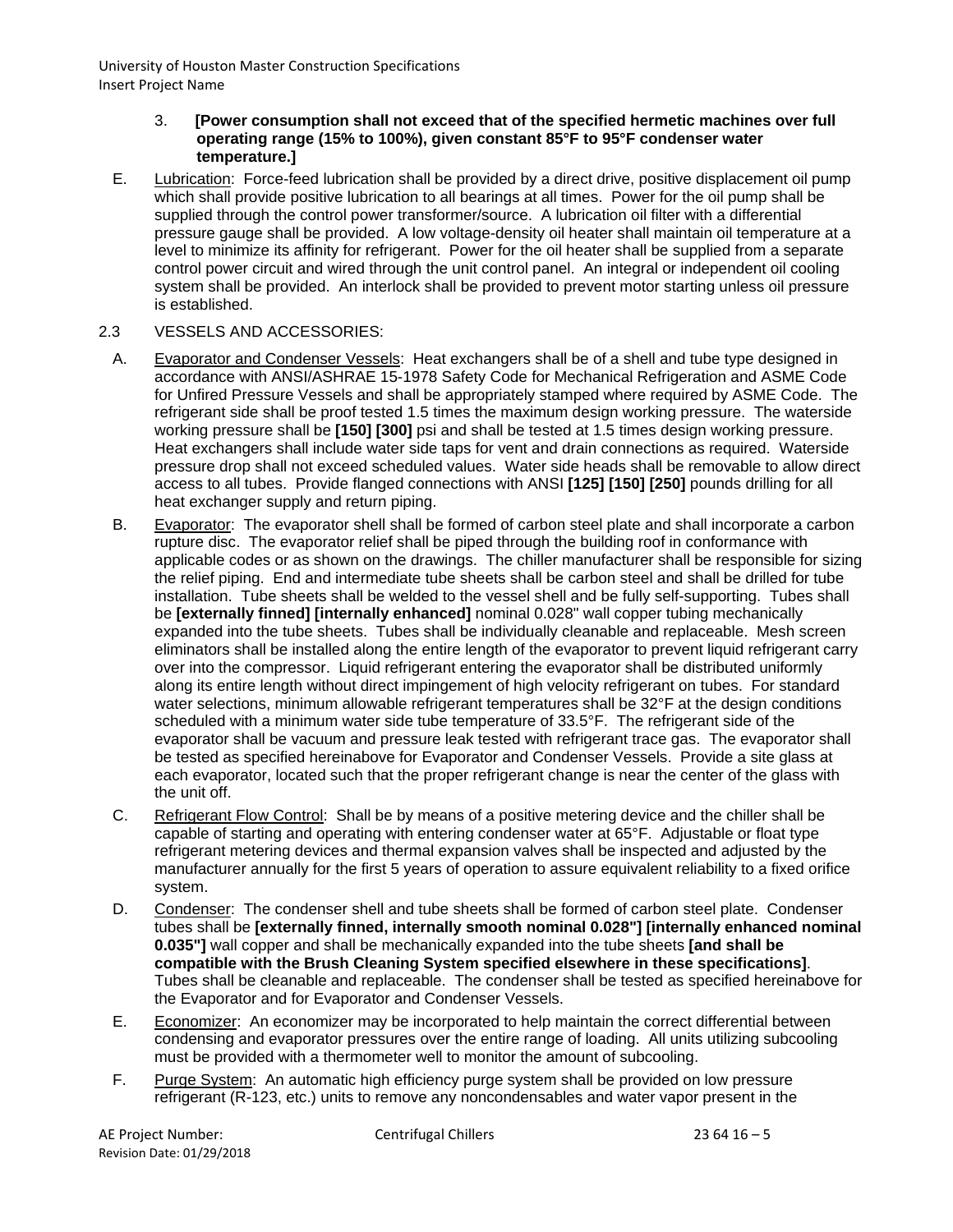3. **[Power consumption shall not exceed that of the specified hermetic machines over full operating range (15% to 100%), given constant 85°F to 95°F condenser water temperature.]**

E. Lubrication: Force-feed lubrication shall be provided by a direct drive, positive displacement oil pump which shall provide positive lubrication to all bearings at all times. Power for the oil pump shall be supplied through the control power transformer/source. A lubrication oil filter with a differential pressure gauge shall be provided. A low voltage-density oil heater shall maintain oil temperature at a level to minimize its affinity for refrigerant. Power for the oil heater shall be supplied from a separate control power circuit and wired through the unit control panel. An integral or independent oil cooling system shall be provided. An interlock shall be provided to prevent motor starting unless oil pressure is established.

2.3 VESSELS AND ACCESSORIES:

A. Evaporator and Condenser Vessels: Heat exchangers shall be of a shell and tube type designed in accordance with ANSI/ASHRAE 15-1978 Safety Code for Mechanical Refrigeration and ASME Code for Unfired Pressure Vessels and shall be appropriately stamped where required by ASME Code. The refrigerant side shall be proof tested 1.5 times the maximum design working pressure. The waterside working pressure shall be **[150] [300]** psi and shall be tested at 1.5 times design working pressure. Heat exchangers shall include water side taps for vent and drain connections as required. Waterside pressure drop shall not exceed scheduled values. Water side heads shall be removable to allow direct access to all tubes. Provide flanged connections with ANSI **[125] [150] [250]** pounds drilling for all heat exchanger supply and return piping.

B. Evaporator: The evaporator shell shall be formed of carbon steel plate and shall incorporate a carbon rupture disc. The evaporator relief shall be piped through the building roof in conformance with applicable codes or as shown on the drawings. The chiller manufacturer shall be responsible for sizing the relief piping. End and intermediate tube sheets shall be carbon steel and shall be drilled for tube installation. Tube sheets shall be welded to the vessel shell and be fully self-supporting. Tubes shall be **[externally finned] [internally enhanced]** nominal 0.028" wall copper tubing mechanically expanded into the tube sheets. Tubes shall be individually cleanable and replaceable. Mesh screen eliminators shall be installed along the entire length of the evaporator to prevent liquid refrigerant carry over into the compressor. Liquid refrigerant entering the evaporator shall be distributed uniformly along its entire length without direct impingement of high velocity refrigerant on tubes. For standard water selections, minimum allowable refrigerant temperatures shall be 32°F at the design conditions scheduled with a minimum water side tube temperature of 33.5°F. The refrigerant side of the evaporator shall be vacuum and pressure leak tested with refrigerant trace gas. The evaporator shall be tested as specified hereinabove for Evaporator and Condenser Vessels. Provide a site glass at each evaporator, located such that the proper refrigerant change is near the center of the glass with the unit off.

C. Refrigerant Flow Control: Shall be by means of a positive metering device and the chiller shall be capable of starting and operating with entering condenser water at 65°F. Adjustable or float type refrigerant metering devices and thermal expansion valves shall be inspected and adjusted by the manufacturer annually for the first 5 years of operation to assure equivalent reliability to a fixed orifice system.

D. Condenser: The condenser shell and tube sheets shall be formed of carbon steel plate. Condenser tubes shall be **[externally finned, internally smooth nominal 0.028"] [internally enhanced nominal 0.035"]** wall copper and shall be mechanically expanded into the tube sheets **[and shall be compatible with the Brush Cleaning System specified elsewhere in these specifications]**. Tubes shall be cleanable and replaceable. The condenser shall be tested as specified hereinabove for the Evaporator and for Evaporator and Condenser Vessels.

E. Economizer: An economizer may be incorporated to help maintain the correct differential between condensing and evaporator pressures over the entire range of loading. All units utilizing subcooling must be provided with a thermometer well to monitor the amount of subcooling.

F. Purge System: An automatic high efficiency purge system shall be provided on low pressure refrigerant (R-123, etc.) units to remove any noncondensables and water vapor present in the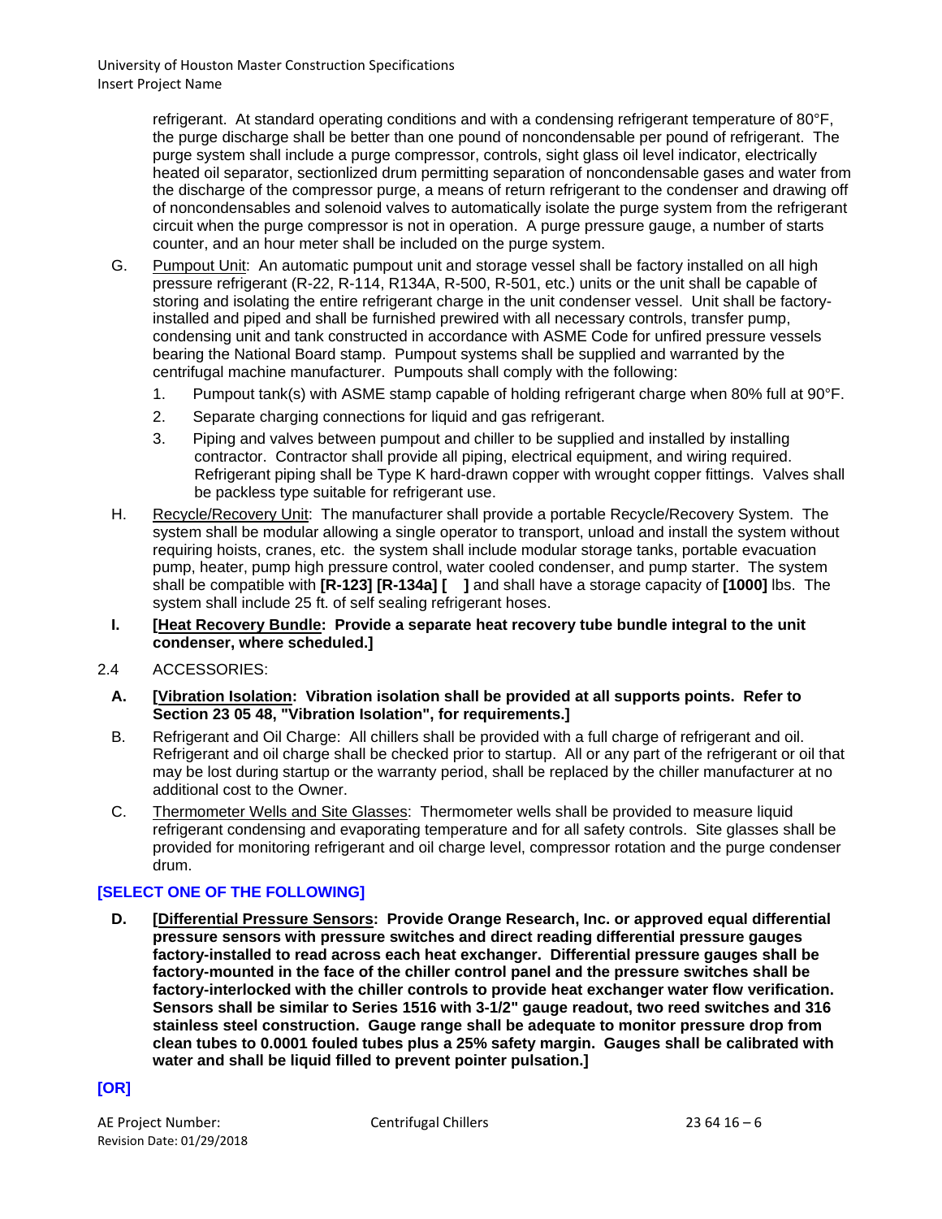refrigerant. At standard operating conditions and with a condensing refrigerant temperature of 80°F, the purge discharge shall be better than one pound of noncondensable per pound of refrigerant. The purge system shall include a purge compressor, controls, sight glass oil level indicator, electrically heated oil separator, sectionlized drum permitting separation of noncondensable gases and water from the discharge of the compressor purge, a means of return refrigerant to the condenser and drawing off of noncondensables and solenoid valves to automatically isolate the purge system from the refrigerant circuit when the purge compressor is not in operation. A purge pressure gauge, a number of starts counter, and an hour meter shall be included on the purge system.

G. Pumpout Unit: An automatic pumpout unit and storage vessel shall be factory installed on all high pressure refrigerant (R-22, R-114, R134A, R-500, R-501, etc.) units or the unit shall be capable of storing and isolating the entire refrigerant charge in the unit condenser vessel. Unit shall be factory-installed and piped and shall be furnished prewired with all necessary controls, transfer pump, condensing unit and tank constructed in accordance with ASME Code for unfired pressure vessels bearing the National Board stamp. Pumpout systems shall be supplied and warranted by the centrifugal machine manufacturer. Pumpouts shall comply with the following:

1. Pumpout tank(s) with ASME stamp capable of holding refrigerant charge when 80% full at 90°F.
2. Separate charging connections for liquid and gas refrigerant.
3. Piping and valves between pumpout and chiller to be supplied and installed by installing contractor. Contractor shall provide all piping, electrical equipment, and wiring required. Refrigerant piping shall be Type K hard-drawn copper with wrought copper fittings. Valves shall be packless type suitable for refrigerant use.

H. Recycle/Recovery Unit: The manufacturer shall provide a portable Recycle/Recovery System. The system shall be modular allowing a single operator to transport, unload and install the system without requiring hoists, cranes, etc. the system shall include modular storage tanks, portable evacuation pump, heater, pump high pressure control, water cooled condenser, and pump starter. The system shall be compatible with **[R-123] [R-134a] [ ]** and shall have a storage capacity of **[1000]** lbs. The system shall include 25 ft. of self sealing refrigerant hoses.

**I. [Heat Recovery Bundle: Provide a separate heat recovery tube bundle integral to the unit condenser, where scheduled.]**

2.4 ACCESSORIES:

**A. [Vibration Isolation: Vibration isolation shall be provided at all supports points. Refer to Section 23 05 48, "Vibration Isolation", for requirements.]**

B. Refrigerant and Oil Charge: All chillers shall be provided with a full charge of refrigerant and oil. Refrigerant and oil charge shall be checked prior to startup. All or any part of the refrigerant or oil that may be lost during startup or the warranty period, shall be replaced by the chiller manufacturer at no additional cost to the Owner.

C. Thermometer Wells and Site Glasses: Thermometer wells shall be provided to measure liquid refrigerant condensing and evaporating temperature and for all safety controls. Site glasses shall be provided for monitoring refrigerant and oil charge level, compressor rotation and the purge condenser drum.

**[SELECT ONE OF THE FOLLOWING]**

**D. [Differential Pressure Sensors: Provide Orange Research, Inc. or approved equal differential pressure sensors with pressure switches and direct reading differential pressure gauges factory-installed to read across each heat exchanger. Differential pressure gauges shall be factory-mounted in the face of the chiller control panel and the pressure switches shall be factory-interlocked with the chiller controls to provide heat exchanger water flow verification. Sensors shall be similar to Series 1516 with 3-1/2" gauge readout, two reed switches and 316 stainless steel construction. Gauge range shall be adequate to monitor pressure drop from clean tubes to 0.0001 fouled tubes plus a 25% safety margin. Gauges shall be calibrated with water and shall be liquid filled to prevent pointer pulsation.]**

**[OR]**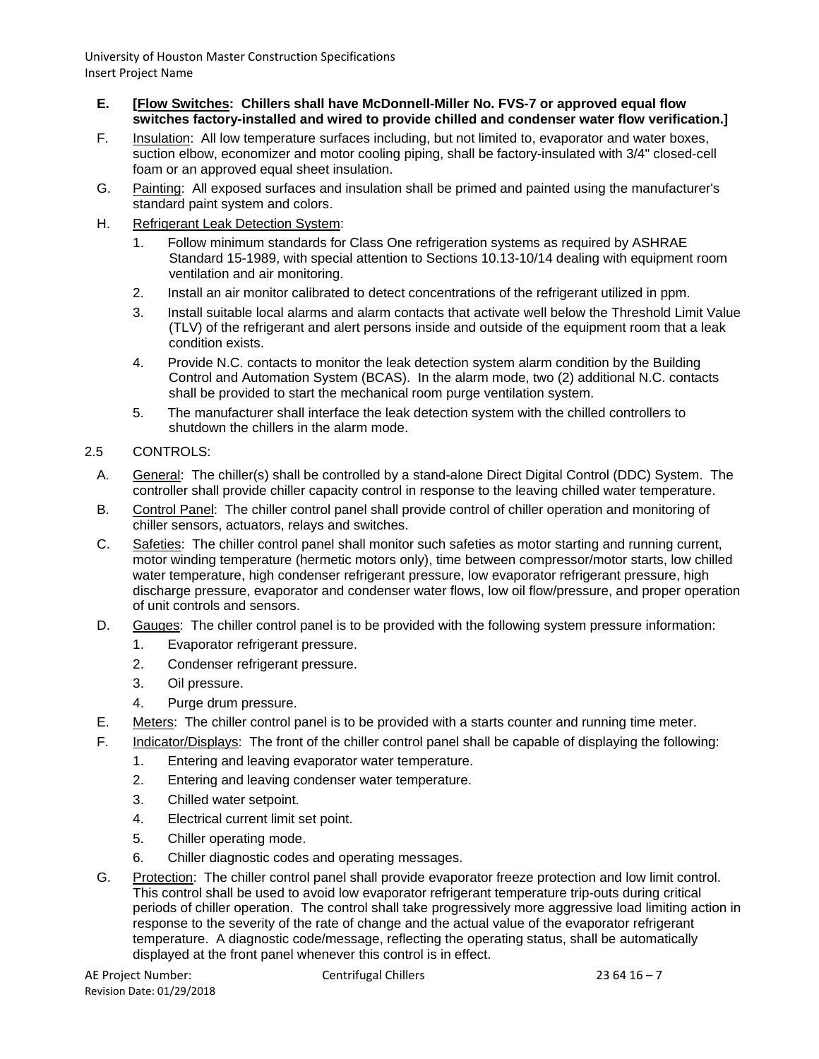**E. [<u>Flow Switches</u>: Chillers shall have McDonnell-Miller No. FVS-7 or approved equal flow switches factory-installed and wired to provide chilled and condenser water flow verification.]**

F. <u>Insulation</u>: All low temperature surfaces including, but not limited to, evaporator and water boxes, suction elbow, economizer and motor cooling piping, shall be factory-insulated with 3/4" closed-cell foam or an approved equal sheet insulation.

G. <u>Painting</u>: All exposed surfaces and insulation shall be primed and painted using the manufacturer's standard paint system and colors.

H. <u>Refrigerant Leak Detection System</u>:

1. Follow minimum standards for Class One refrigeration systems as required by ASHRAE Standard 15-1989, with special attention to Sections 10.13-10/14 dealing with equipment room ventilation and air monitoring.
2. Install an air monitor calibrated to detect concentrations of the refrigerant utilized in ppm.
3. Install suitable local alarms and alarm contacts that activate well below the Threshold Limit Value (TLV) of the refrigerant and alert persons inside and outside of the equipment room that a leak condition exists.
4. Provide N.C. contacts to monitor the leak detection system alarm condition by the Building Control and Automation System (BCAS). In the alarm mode, two (2) additional N.C. contacts shall be provided to start the mechanical room purge ventilation system.
5. The manufacturer shall interface the leak detection system with the chilled controllers to shutdown the chillers in the alarm mode.

2.5 CONTROLS:

A. <u>General</u>: The chiller(s) shall be controlled by a stand-alone Direct Digital Control (DDC) System. The controller shall provide chiller capacity control in response to the leaving chilled water temperature.

B. <u>Control Panel</u>: The chiller control panel shall provide control of chiller operation and monitoring of chiller sensors, actuators, relays and switches.

C. <u>Safeties</u>: The chiller control panel shall monitor such safeties as motor starting and running current, motor winding temperature (hermetic motors only), time between compressor/motor starts, low chilled water temperature, high condenser refrigerant pressure, low evaporator refrigerant pressure, high discharge pressure, evaporator and condenser water flows, low oil flow/pressure, and proper operation of unit controls and sensors.

D. <u>Gauges</u>: The chiller control panel is to be provided with the following system pressure information:

1. Evaporator refrigerant pressure.
2. Condenser refrigerant pressure.
3. Oil pressure.
4. Purge drum pressure.

E. <u>Meters</u>: The chiller control panel is to be provided with a starts counter and running time meter.

F. <u>Indicator/Displays</u>: The front of the chiller control panel shall be capable of displaying the following:

1. Entering and leaving evaporator water temperature.
2. Entering and leaving condenser water temperature.
3. Chilled water setpoint.
4. Electrical current limit set point.
5. Chiller operating mode.
6. Chiller diagnostic codes and operating messages.

G. <u>Protection</u>: The chiller control panel shall provide evaporator freeze protection and low limit control. This control shall be used to avoid low evaporator refrigerant temperature trip-outs during critical periods of chiller operation. The control shall take progressively more aggressive load limiting action in response to the severity of the rate of change and the actual value of the evaporator refrigerant temperature. A diagnostic code/message, reflecting the operating status, shall be automatically displayed at the front panel whenever this control is in effect.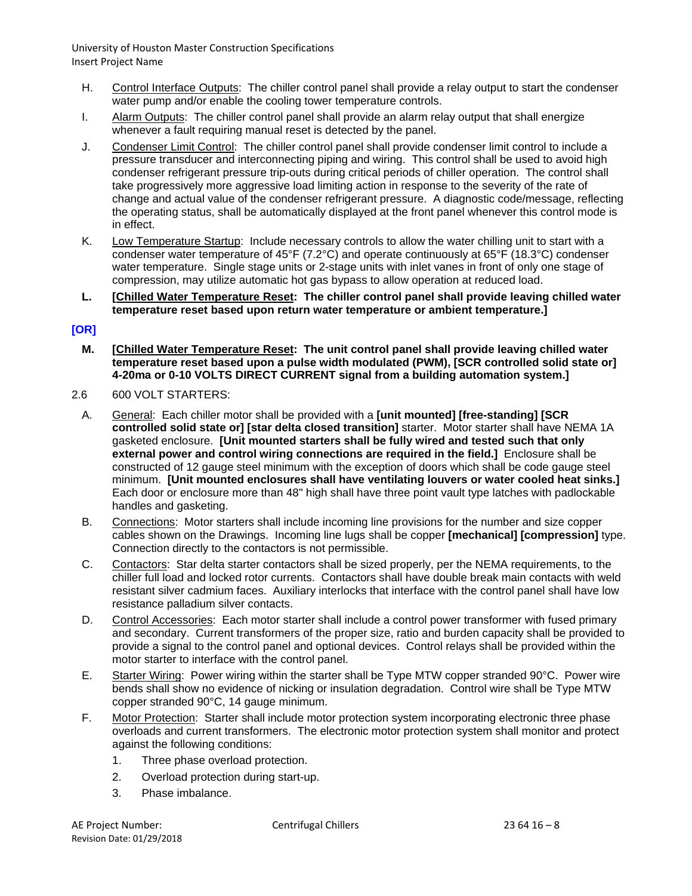H. Control Interface Outputs: The chiller control panel shall provide a relay output to start the condenser water pump and/or enable the cooling tower temperature controls.

I. Alarm Outputs: The chiller control panel shall provide an alarm relay output that shall energize whenever a fault requiring manual reset is detected by the panel.

J. Condenser Limit Control: The chiller control panel shall provide condenser limit control to include a pressure transducer and interconnecting piping and wiring. This control shall be used to avoid high condenser refrigerant pressure trip-outs during critical periods of chiller operation. The control shall take progressively more aggressive load limiting action in response to the severity of the rate of change and actual value of the condenser refrigerant pressure. A diagnostic code/message, reflecting the operating status, shall be automatically displayed at the front panel whenever this control mode is in effect.

K. Low Temperature Startup: Include necessary controls to allow the water chilling unit to start with a condenser water temperature of 45°F (7.2°C) and operate continuously at 65°F (18.3°C) condenser water temperature. Single stage units or 2-stage units with inlet vanes in front of only one stage of compression, may utilize automatic hot gas bypass to allow operation at reduced load.

**L. [Chilled Water Temperature Reset: The chiller control panel shall provide leaving chilled water temperature reset based upon return water temperature or ambient temperature.]**

**[OR]**

**M. [Chilled Water Temperature Reset: The unit control panel shall provide leaving chilled water temperature reset based upon a pulse width modulated (PWM), [SCR controlled solid state or] 4-20ma or 0-10 VOLTS DIRECT CURRENT signal from a building automation system.]**

2.6 600 VOLT STARTERS:

A. General: Each chiller motor shall be provided with a **[unit mounted] [free-standing] [SCR controlled solid state or] [star delta closed transition]** starter. Motor starter shall have NEMA 1A gasketed enclosure. **[Unit mounted starters shall be fully wired and tested such that only external power and control wiring connections are required in the field.]** Enclosure shall be constructed of 12 gauge steel minimum with the exception of doors which shall be code gauge steel minimum. **[Unit mounted enclosures shall have ventilating louvers or water cooled heat sinks.]** Each door or enclosure more than 48" high shall have three point vault type latches with padlockable handles and gasketing.

B. Connections: Motor starters shall include incoming line provisions for the number and size copper cables shown on the Drawings. Incoming line lugs shall be copper **[mechanical] [compression]** type. Connection directly to the contactors is not permissible.

C. Contactors: Star delta starter contactors shall be sized properly, per the NEMA requirements, to the chiller full load and locked rotor currents. Contactors shall have double break main contacts with weld resistant silver cadmium faces. Auxiliary interlocks that interface with the control panel shall have low resistance palladium silver contacts.

D. Control Accessories: Each motor starter shall include a control power transformer with fused primary and secondary. Current transformers of the proper size, ratio and burden capacity shall be provided to provide a signal to the control panel and optional devices. Control relays shall be provided within the motor starter to interface with the control panel.

E. Starter Wiring: Power wiring within the starter shall be Type MTW copper stranded 90°C. Power wire bends shall show no evidence of nicking or insulation degradation. Control wire shall be Type MTW copper stranded 90°C, 14 gauge minimum.

F. Motor Protection: Starter shall include motor protection system incorporating electronic three phase overloads and current transformers. The electronic motor protection system shall monitor and protect against the following conditions:

1. Three phase overload protection.
2. Overload protection during start-up.
3. Phase imbalance.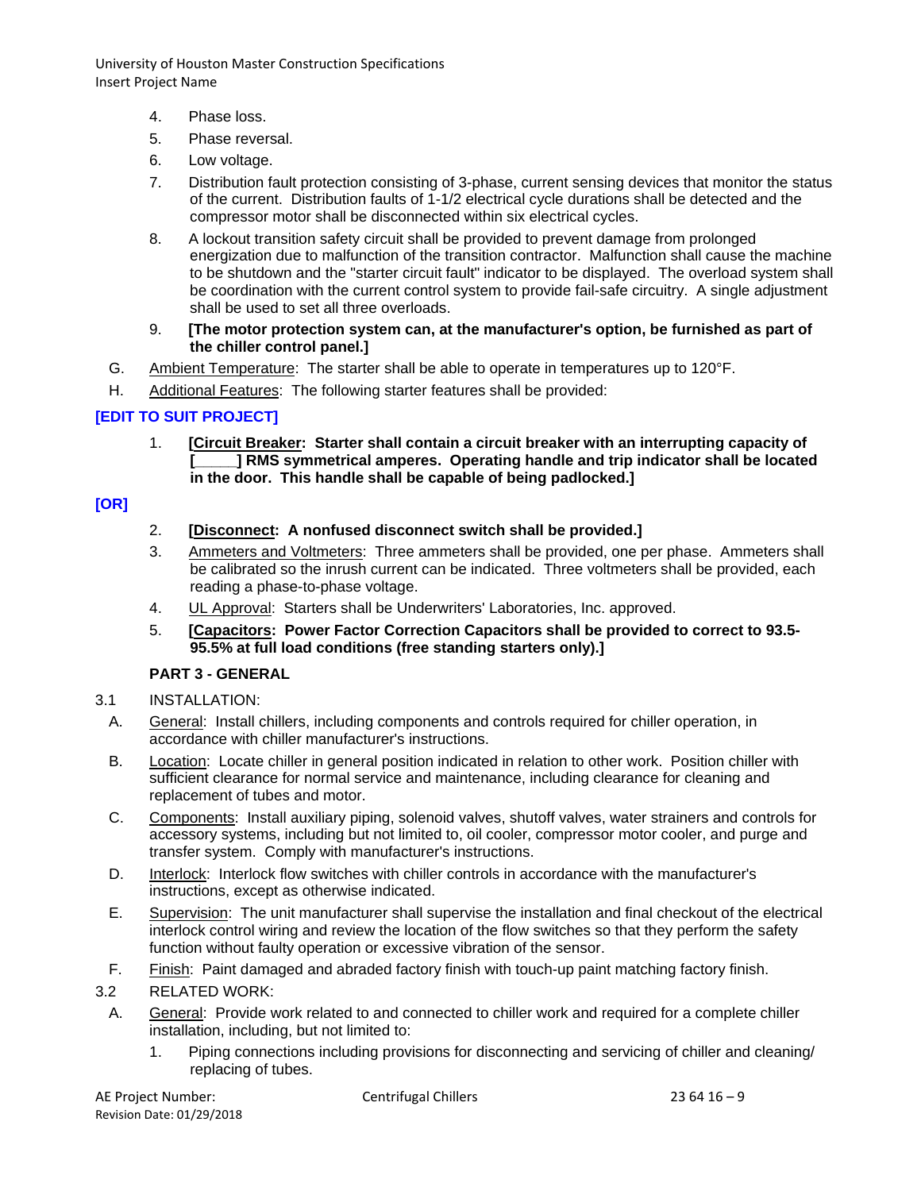4. Phase loss.
5. Phase reversal.
6. Low voltage.
7. Distribution fault protection consisting of 3-phase, current sensing devices that monitor the status of the current. Distribution faults of 1-1/2 electrical cycle durations shall be detected and the compressor motor shall be disconnected within six electrical cycles.
8. A lockout transition safety circuit shall be provided to prevent damage from prolonged energization due to malfunction of the transition contractor. Malfunction shall cause the machine to be shutdown and the "starter circuit fault" indicator to be displayed. The overload system shall be coordination with the current control system to provide fail-safe circuitry. A single adjustment shall be used to set all three overloads.
9. **[The motor protection system can, at the manufacturer's option, be furnished as part of the chiller control panel.]**

G. Ambient Temperature: The starter shall be able to operate in temperatures up to 120°F.

H. Additional Features: The following starter features shall be provided:

**[EDIT TO SUIT PROJECT]**

1. **[Circuit Breaker: Starter shall contain a circuit breaker with an interrupting capacity of [_____] RMS symmetrical amperes. Operating handle and trip indicator shall be located in the door. This handle shall be capable of being padlocked.]**

**[OR]**

2. **[Disconnect: A nonfused disconnect switch shall be provided.]**
3. Ammeters and Voltmeters: Three ammeters shall be provided, one per phase. Ammeters shall be calibrated so the inrush current can be indicated. Three voltmeters shall be provided, each reading a phase-to-phase voltage.
4. UL Approval: Starters shall be Underwriters' Laboratories, Inc. approved.
5. **[Capacitors: Power Factor Correction Capacitors shall be provided to correct to 93.5-95.5% at full load conditions (free standing starters only).]**

## PART 3 - GENERAL

3.1 INSTALLATION:

A. General: Install chillers, including components and controls required for chiller operation, in accordance with chiller manufacturer's instructions.

B. Location: Locate chiller in general position indicated in relation to other work. Position chiller with sufficient clearance for normal service and maintenance, including clearance for cleaning and replacement of tubes and motor.

C. Components: Install auxiliary piping, solenoid valves, shutoff valves, water strainers and controls for accessory systems, including but not limited to, oil cooler, compressor motor cooler, and purge and transfer system. Comply with manufacturer's instructions.

D. Interlock: Interlock flow switches with chiller controls in accordance with the manufacturer's instructions, except as otherwise indicated.

E. Supervision: The unit manufacturer shall supervise the installation and final checkout of the electrical interlock control wiring and review the location of the flow switches so that they perform the safety function without faulty operation or excessive vibration of the sensor.

F. Finish: Paint damaged and abraded factory finish with touch-up paint matching factory finish.

3.2 RELATED WORK:

A. General: Provide work related to and connected to chiller work and required for a complete chiller installation, including, but not limited to:

1. Piping connections including provisions for disconnecting and servicing of chiller and cleaning/ replacing of tubes.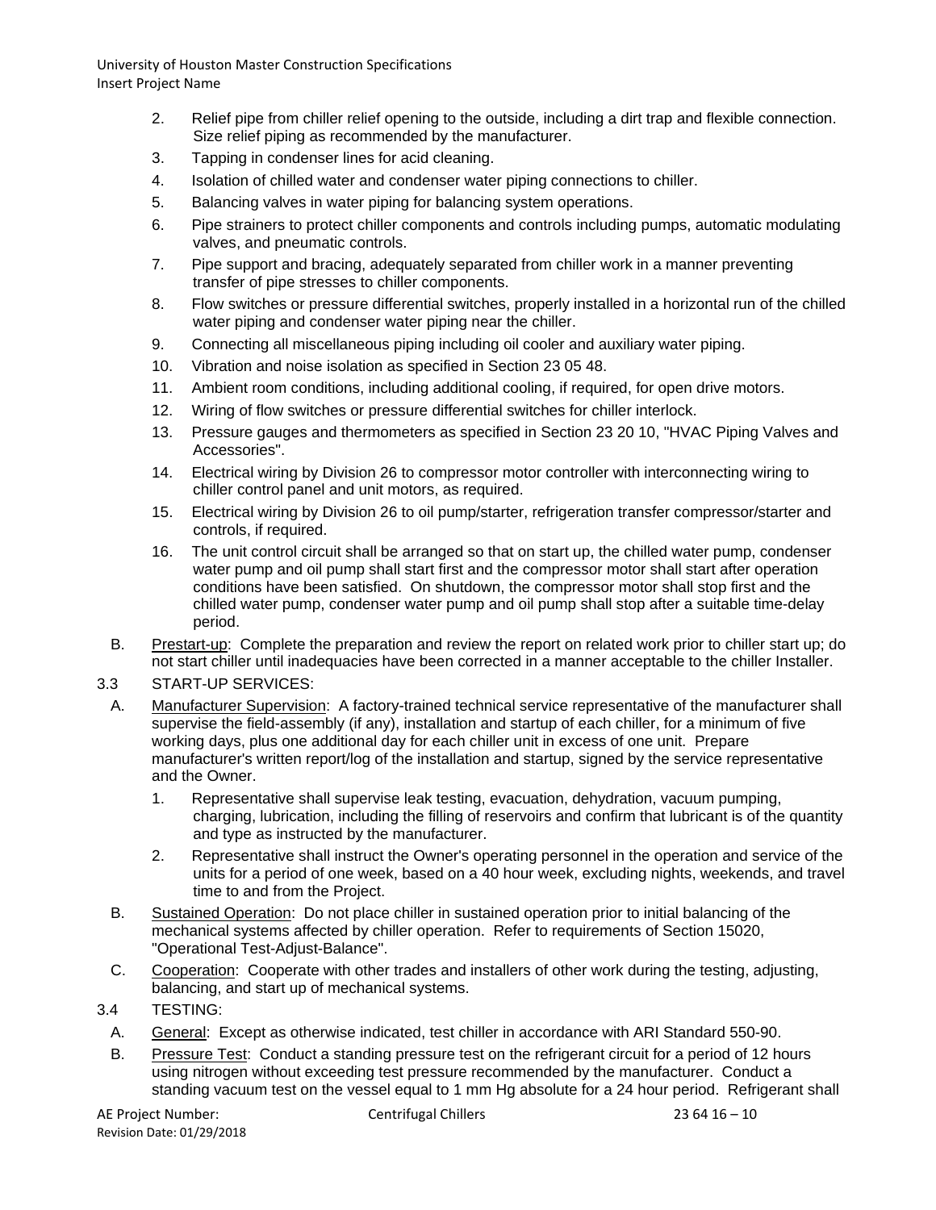2. Relief pipe from chiller relief opening to the outside, including a dirt trap and flexible connection. Size relief piping as recommended by the manufacturer.
3. Tapping in condenser lines for acid cleaning.
4. Isolation of chilled water and condenser water piping connections to chiller.
5. Balancing valves in water piping for balancing system operations.
6. Pipe strainers to protect chiller components and controls including pumps, automatic modulating valves, and pneumatic controls.
7. Pipe support and bracing, adequately separated from chiller work in a manner preventing transfer of pipe stresses to chiller components.
8. Flow switches or pressure differential switches, properly installed in a horizontal run of the chilled water piping and condenser water piping near the chiller.
9. Connecting all miscellaneous piping including oil cooler and auxiliary water piping.
10. Vibration and noise isolation as specified in Section 23 05 48.
11. Ambient room conditions, including additional cooling, if required, for open drive motors.
12. Wiring of flow switches or pressure differential switches for chiller interlock.
13. Pressure gauges and thermometers as specified in Section 23 20 10, "HVAC Piping Valves and Accessories".
14. Electrical wiring by Division 26 to compressor motor controller with interconnecting wiring to chiller control panel and unit motors, as required.
15. Electrical wiring by Division 26 to oil pump/starter, refrigeration transfer compressor/starter and controls, if required.
16. The unit control circuit shall be arranged so that on start up, the chilled water pump, condenser water pump and oil pump shall start first and the compressor motor shall start after operation conditions have been satisfied. On shutdown, the compressor motor shall stop first and the chilled water pump, condenser water pump and oil pump shall stop after a suitable time-delay period.

B. Prestart-up: Complete the preparation and review the report on related work prior to chiller start up; do not start chiller until inadequacies have been corrected in a manner acceptable to the chiller Installer.

3.3 START-UP SERVICES:

A. Manufacturer Supervision: A factory-trained technical service representative of the manufacturer shall supervise the field-assembly (if any), installation and startup of each chiller, for a minimum of five working days, plus one additional day for each chiller unit in excess of one unit. Prepare manufacturer's written report/log of the installation and startup, signed by the service representative and the Owner.

1. Representative shall supervise leak testing, evacuation, dehydration, vacuum pumping, charging, lubrication, including the filling of reservoirs and confirm that lubricant is of the quantity and type as instructed by the manufacturer.
2. Representative shall instruct the Owner's operating personnel in the operation and service of the units for a period of one week, based on a 40 hour week, excluding nights, weekends, and travel time to and from the Project.

B. Sustained Operation: Do not place chiller in sustained operation prior to initial balancing of the mechanical systems affected by chiller operation. Refer to requirements of Section 15020, "Operational Test-Adjust-Balance".

C. Cooperation: Cooperate with other trades and installers of other work during the testing, adjusting, balancing, and start up of mechanical systems.

3.4 TESTING:

A. General: Except as otherwise indicated, test chiller in accordance with ARI Standard 550-90.

B. Pressure Test: Conduct a standing pressure test on the refrigerant circuit for a period of 12 hours using nitrogen without exceeding test pressure recommended by the manufacturer. Conduct a standing vacuum test on the vessel equal to 1 mm Hg absolute for a 24 hour period. Refrigerant shall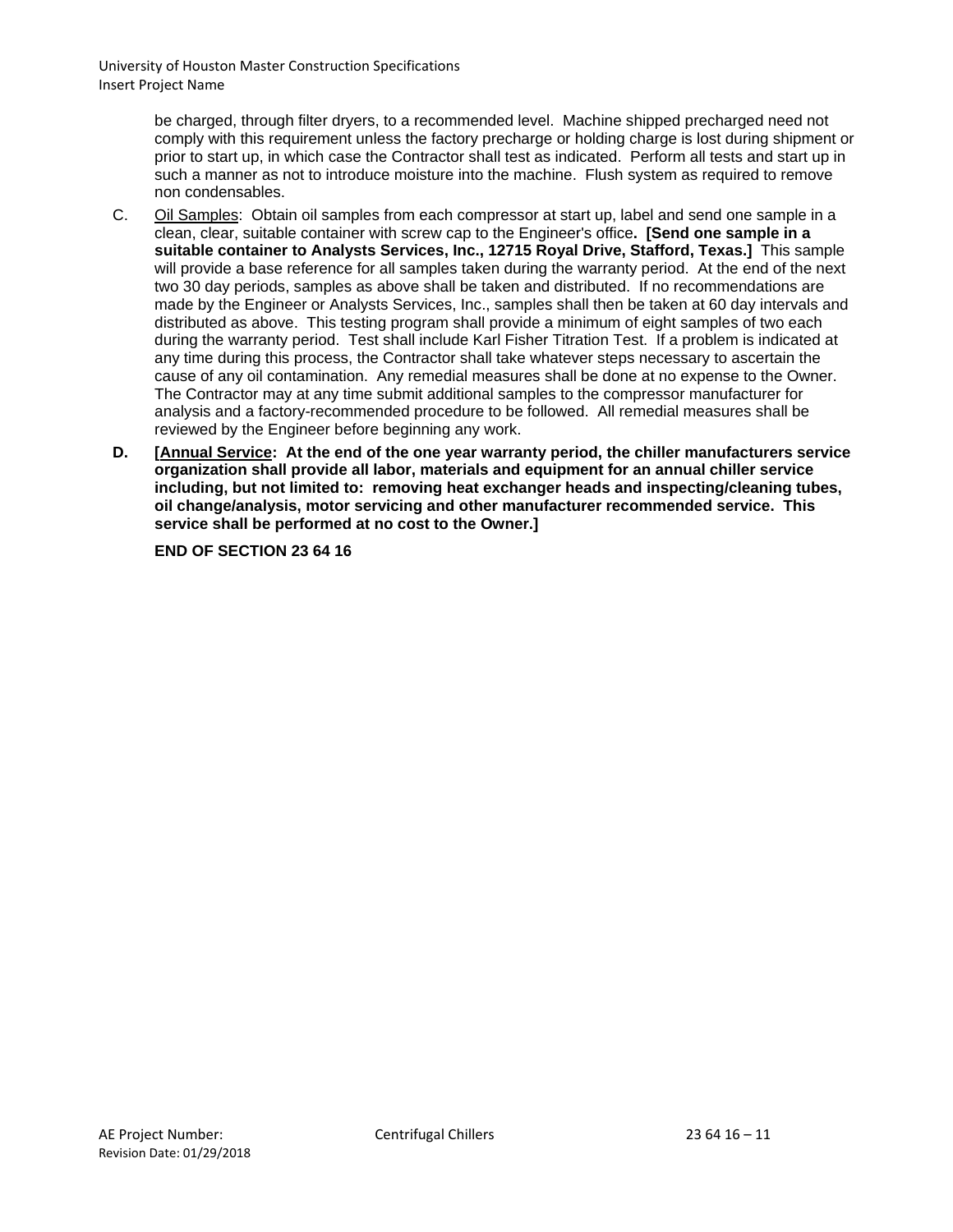be charged, through filter dryers, to a recommended level. Machine shipped precharged need not comply with this requirement unless the factory precharge or holding charge is lost during shipment or prior to start up, in which case the Contractor shall test as indicated. Perform all tests and start up in such a manner as not to introduce moisture into the machine. Flush system as required to remove non condensables.

C. Oil Samples: Obtain oil samples from each compressor at start up, label and send one sample in a clean, clear, suitable container with screw cap to the Engineer's office**. [Send one sample in a suitable container to Analysts Services, Inc., 12715 Royal Drive, Stafford, Texas.]** This sample will provide a base reference for all samples taken during the warranty period. At the end of the next two 30 day periods, samples as above shall be taken and distributed. If no recommendations are made by the Engineer or Analysts Services, Inc., samples shall then be taken at 60 day intervals and distributed as above. This testing program shall provide a minimum of eight samples of two each during the warranty period. Test shall include Karl Fisher Titration Test. If a problem is indicated at any time during this process, the Contractor shall take whatever steps necessary to ascertain the cause of any oil contamination. Any remedial measures shall be done at no expense to the Owner. The Contractor may at any time submit additional samples to the compressor manufacturer for analysis and a factory-recommended procedure to be followed. All remedial measures shall be reviewed by the Engineer before beginning any work.

**D. [Annual Service: At the end of the one year warranty period, the chiller manufacturers service organization shall provide all labor, materials and equipment for an annual chiller service including, but not limited to: removing heat exchanger heads and inspecting/cleaning tubes, oil change/analysis, motor servicing and other manufacturer recommended service. This service shall be performed at no cost to the Owner.]**

**END OF SECTION 23 64 16**